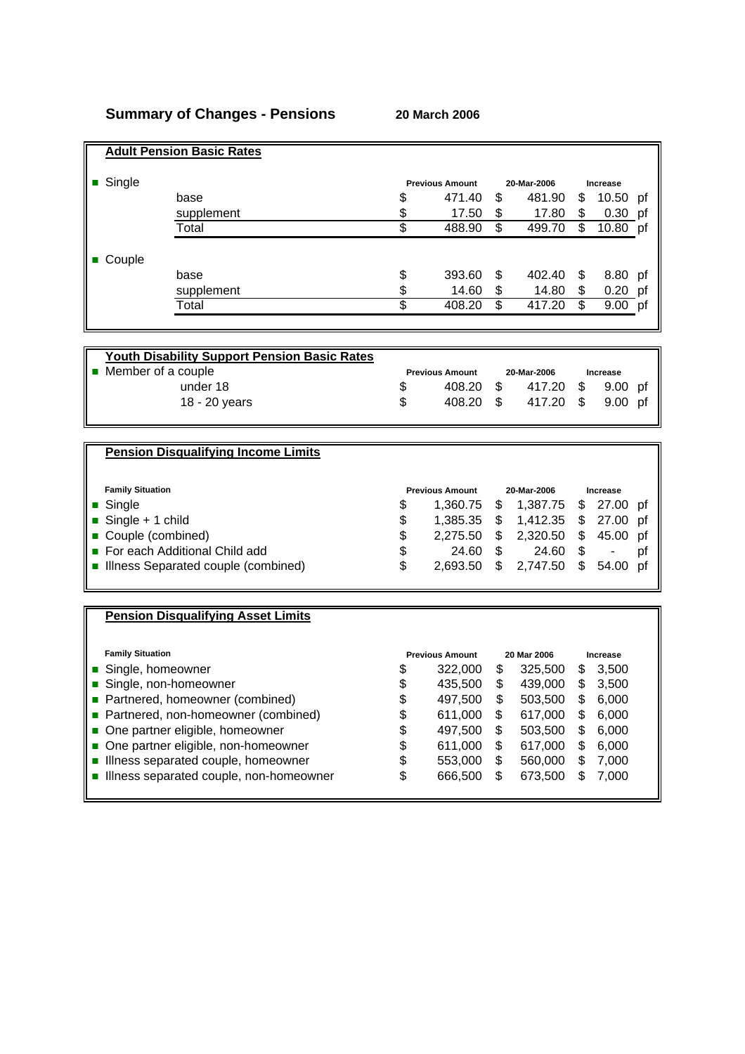# Summary of Changes - Pensions

**20 March 2006**

## Adult Pension Basic Rates

| | | Previous Amount | 20-Mar-2006 | Increase | |
|---|---|---|---|---|---|
| Single | | | | | |
| | base | $ 471.40 | $ 481.90 | $ 10.50 | pf |
| | supplement | $ 17.50 | $ 17.80 | $ 0.30 | pf |
| | Total | $ 488.90 | $ 499.70 | $ 10.80 | pf |
| Couple | | | | | |
| | base | $ 393.60 | $ 402.40 | $ 8.80 | pf |
| | supplement | $ 14.60 | $ 14.80 | $ 0.20 | pf |
| | Total | $ 408.20 | $ 417.20 | $ 9.00 | pf |

## Youth Disability Support Pension Basic Rates

| | | Previous Amount | 20-Mar-2006 | Increase | |
|---|---|---|---|---|---|
| Member of a couple | | | | | |
| | under 18 | $ 408.20 | $ 417.20 | $ 9.00 | pf |
| | 18 - 20 years | $ 408.20 | $ 417.20 | $ 9.00 | pf |

## Pension Disqualifying Income Limits

| Family Situation | Previous Amount | 20-Mar-2006 | Increase | |
|---|---|---|---|---|
| Single | $ 1,360.75 | $ 1,387.75 | $ 27.00 | pf |
| Single + 1 child | $ 1,385.35 | $ 1,412.35 | $ 27.00 | pf |
| Couple (combined) | $ 2,275.50 | $ 2,320.50 | $ 45.00 | pf |
| For each Additional Child add | $ 24.60 | $ 24.60 | $ - | pf |
| Illness Separated couple (combined) | $ 2,693.50 | $ 2,747.50 | $ 54.00 | pf |

## Pension Disqualifying Asset Limits

| Family Situation | Previous Amount | 20 Mar 2006 | Increase |
|---|---|---|---|
| Single, homeowner | $ 322,000 | $ 325,500 | $ 3,500 |
| Single, non-homeowner | $ 435,500 | $ 439,000 | $ 3,500 |
| Partnered, homeowner (combined) | $ 497,500 | $ 503,500 | $ 6,000 |
| Partnered, non-homeowner (combined) | $ 611,000 | $ 617,000 | $ 6,000 |
| One partner eligible, homeowner | $ 497,500 | $ 503,500 | $ 6,000 |
| One partner eligible, non-homeowner | $ 611,000 | $ 617,000 | $ 6,000 |
| Illness separated couple, homeowner | $ 553,000 | $ 560,000 | $ 7,000 |
| Illness separated couple, non-homeowner | $ 666,500 | $ 673,500 | $ 7,000 |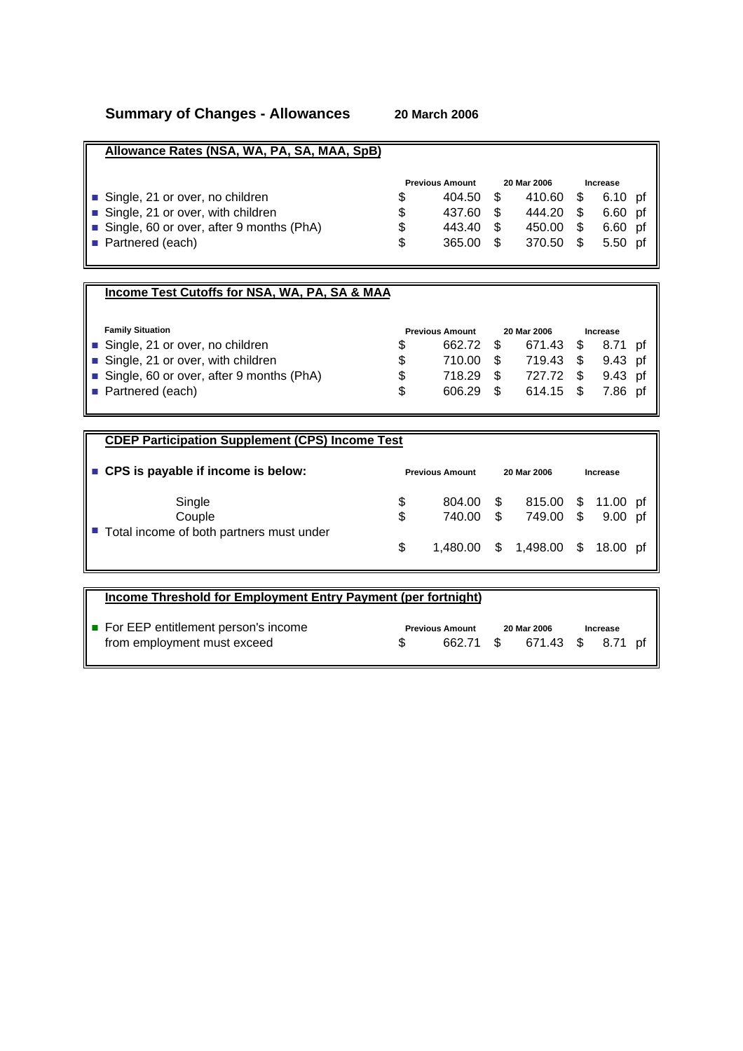## Summary of Changes - Allowances **20 March 2006**

### Allowance Rates (NSA, WA, PA, SA, MAA, SpB)

| | Previous Amount | 20 Mar 2006 | Increase |
|---|---|---|---|
| Single, 21 or over, no children | $ 404.50 | $ 410.60 | $ 6.10 pf |
| Single, 21 or over, with children | $ 437.60 | $ 444.20 | $ 6.60 pf |
| Single, 60 or over, after 9 months (PhA) | $ 443.40 | $ 450.00 | $ 6.60 pf |
| Partnered (each) | $ 365.00 | $ 370.50 | $ 5.50 pf |

### Income Test Cutoffs for NSA, WA, PA, SA & MAA

| Family Situation | Previous Amount | 20 Mar 2006 | Increase |
|---|---|---|---|
| Single, 21 or over, no children | $ 662.72 | $ 671.43 | $ 8.71 pf |
| Single, 21 or over, with children | $ 710.00 | $ 719.43 | $ 9.43 pf |
| Single, 60 or over, after 9 months (PhA) | $ 718.29 | $ 727.72 | $ 9.43 pf |
| Partnered (each) | $ 606.29 | $ 614.15 | $ 7.86 pf |

### CDEP Participation Supplement (CPS) Income Test

| **CPS is payable if income is below:** | Previous Amount | 20 Mar 2006 | Increase |
|---|---|---|---|
| Single | $ 804.00 | $ 815.00 | $ 11.00 pf |
| Couple | $ 740.00 | $ 749.00 | $ 9.00 pf |
| Total income of both partners must under | $ 1,480.00 | $ 1,498.00 | $ 18.00 pf |

### Income Threshold for Employment Entry Payment (per fortnight)

| | Previous Amount | 20 Mar 2006 | Increase |
|---|---|---|---|
| For EEP entitlement person's income from employment must exceed | $ 662.71 | $ 671.43 | $ 8.71 pf |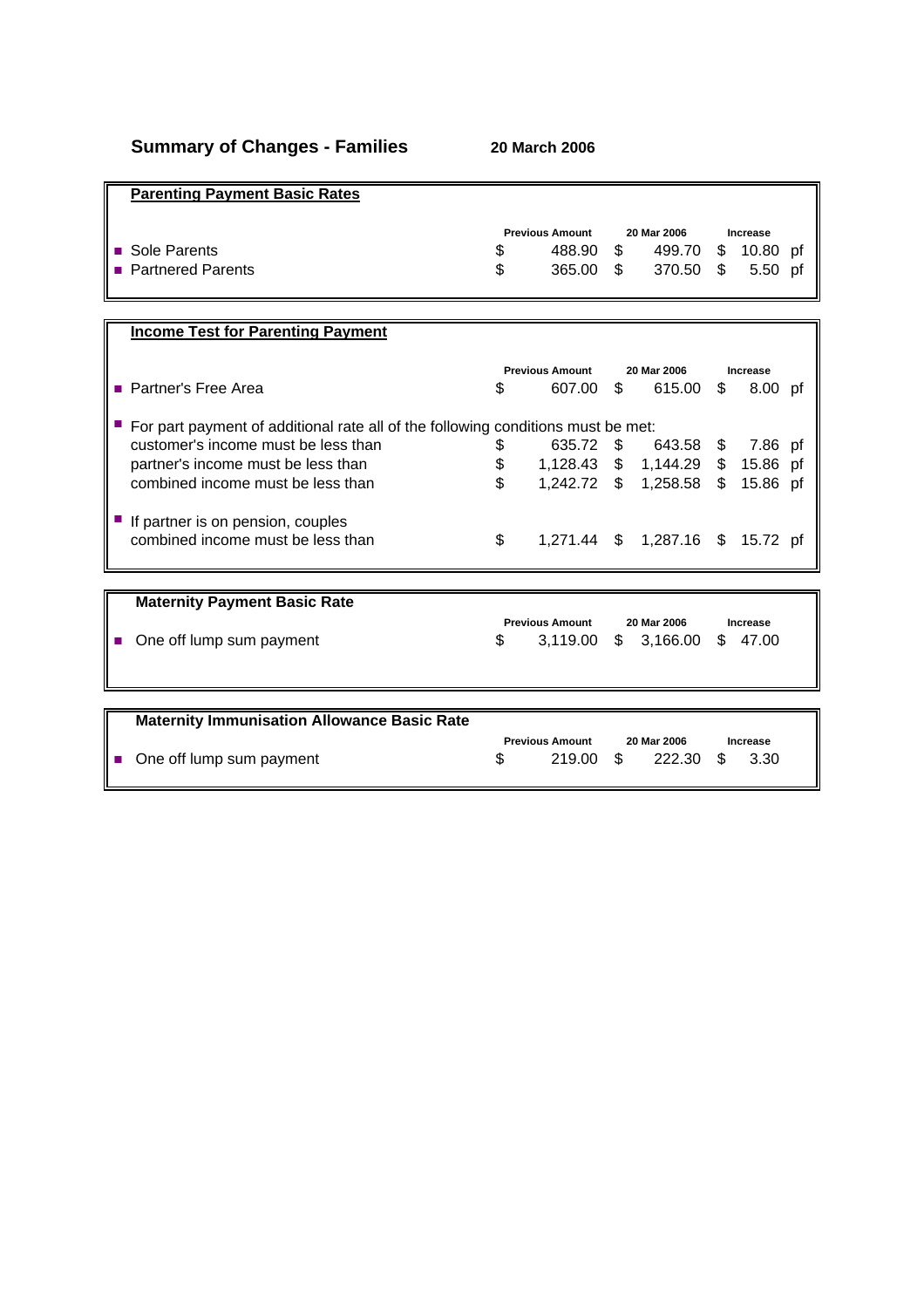## Summary of Changes - Families

**20 March 2006**

### Parenting Payment Basic Rates

| | Previous Amount | 20 Mar 2006 | Increase | |
|---|---|---|---|---|
| ■ Sole Parents | $ 488.90 | $ 499.70 | $ 10.80 | pf |
| ■ Partnered Parents | $ 365.00 | $ 370.50 | $ 5.50 | pf |

### Income Test for Parenting Payment

| | Previous Amount | 20 Mar 2006 | Increase | |
|---|---|---|---|---|
| ■ Partner's Free Area | $ 607.00 | $ 615.00 | $ 8.00 | pf |
| ■ For part payment of additional rate all of the following conditions must be met: | | | | |
| customer's income must be less than | $ 635.72 | $ 643.58 | $ 7.86 | pf |
| partner's income must be less than | $ 1,128.43 | $ 1,144.29 | $ 15.86 | pf |
| combined income must be less than | $ 1,242.72 | $ 1,258.58 | $ 15.86 | pf |
| ■ If partner is on pension, couples combined income must be less than | $ 1,271.44 | $ 1,287.16 | $ 15.72 | pf |

### Maternity Payment Basic Rate

| | Previous Amount | 20 Mar 2006 | Increase |
|---|---|---|---|
| ■ One off lump sum payment | $ 3,119.00 | $ 3,166.00 | $ 47.00 |

### Maternity Immunisation Allowance Basic Rate

| | Previous Amount | 20 Mar 2006 | Increase |
|---|---|---|---|
| ■ One off lump sum payment | $ 219.00 | $ 222.30 | $ 3.30 |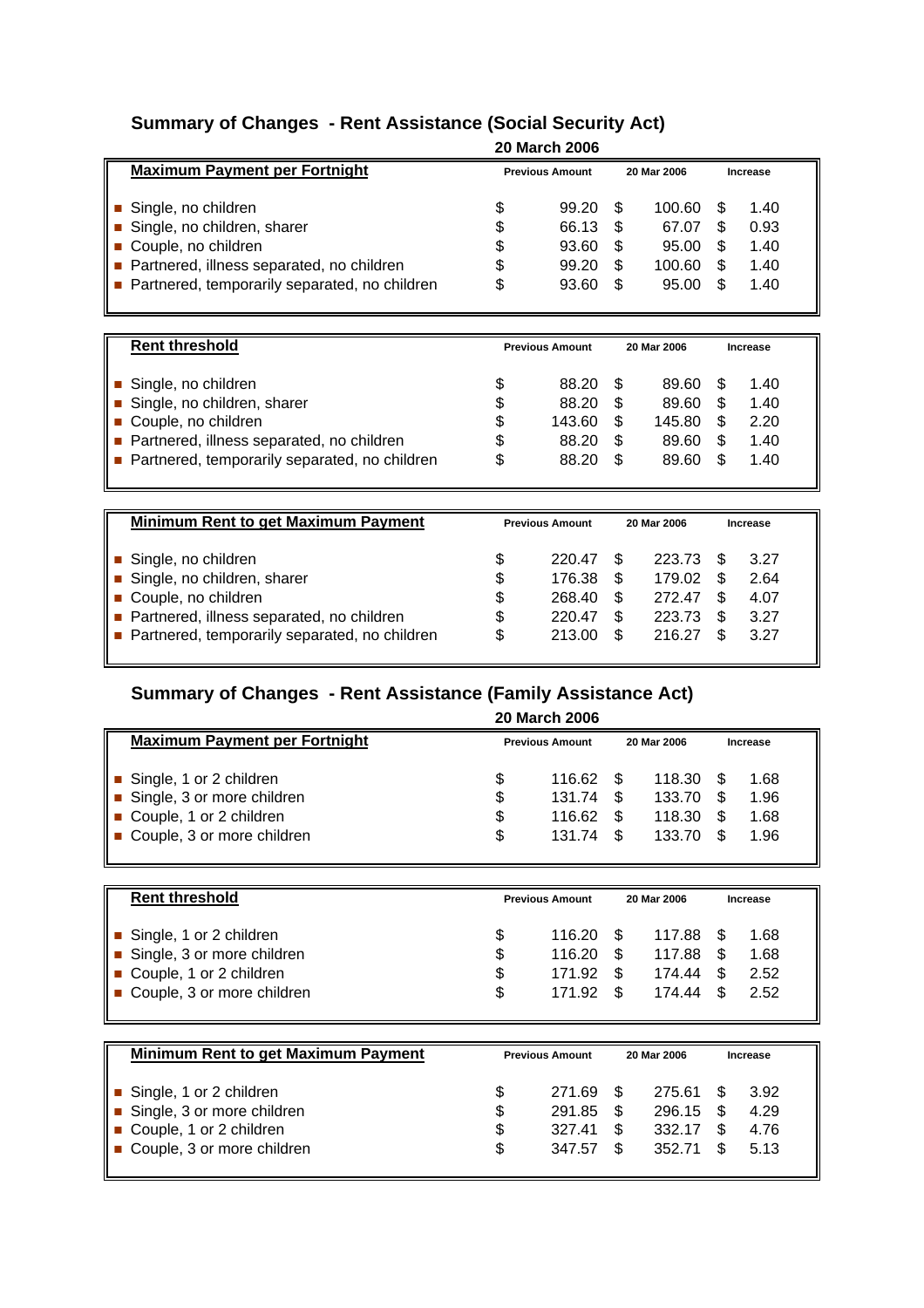## Summary of Changes - Rent Assistance (Social Security Act)

**20 March 2006**

| Maximum Payment per Fortnight | Previous Amount | 20 Mar 2006 | Increase |
|---|---|---|---|
| Single, no children | $ 99.20 | $ 100.60 | $ 1.40 |
| Single, no children, sharer | $ 66.13 | $ 67.07 | $ 0.93 |
| Couple, no children | $ 93.60 | $ 95.00 | $ 1.40 |
| Partnered, illness separated, no children | $ 99.20 | $ 100.60 | $ 1.40 |
| Partnered, temporarily separated, no children | $ 93.60 | $ 95.00 | $ 1.40 |

| Rent threshold | Previous Amount | 20 Mar 2006 | Increase |
|---|---|---|---|
| Single, no children | $ 88.20 | $ 89.60 | $ 1.40 |
| Single, no children, sharer | $ 88.20 | $ 89.60 | $ 1.40 |
| Couple, no children | $ 143.60 | $ 145.80 | $ 2.20 |
| Partnered, illness separated, no children | $ 88.20 | $ 89.60 | $ 1.40 |
| Partnered, temporarily separated, no children | $ 88.20 | $ 89.60 | $ 1.40 |

| Minimum Rent to get Maximum Payment | Previous Amount | 20 Mar 2006 | Increase |
|---|---|---|---|
| Single, no children | $ 220.47 | $ 223.73 | $ 3.27 |
| Single, no children, sharer | $ 176.38 | $ 179.02 | $ 2.64 |
| Couple, no children | $ 268.40 | $ 272.47 | $ 4.07 |
| Partnered, illness separated, no children | $ 220.47 | $ 223.73 | $ 3.27 |
| Partnered, temporarily separated, no children | $ 213.00 | $ 216.27 | $ 3.27 |

## Summary of Changes - Rent Assistance (Family Assistance Act)

**20 March 2006**

| Maximum Payment per Fortnight | Previous Amount | 20 Mar 2006 | Increase |
|---|---|---|---|
| Single, 1 or 2 children | $ 116.62 | $ 118.30 | $ 1.68 |
| Single, 3 or more children | $ 131.74 | $ 133.70 | $ 1.96 |
| Couple, 1 or 2 children | $ 116.62 | $ 118.30 | $ 1.68 |
| Couple, 3 or more children | $ 131.74 | $ 133.70 | $ 1.96 |

| Rent threshold | Previous Amount | 20 Mar 2006 | Increase |
|---|---|---|---|
| Single, 1 or 2 children | $ 116.20 | $ 117.88 | $ 1.68 |
| Single, 3 or more children | $ 116.20 | $ 117.88 | $ 1.68 |
| Couple, 1 or 2 children | $ 171.92 | $ 174.44 | $ 2.52 |
| Couple, 3 or more children | $ 171.92 | $ 174.44 | $ 2.52 |

| Minimum Rent to get Maximum Payment | Previous Amount | 20 Mar 2006 | Increase |
|---|---|---|---|
| Single, 1 or 2 children | $ 271.69 | $ 275.61 | $ 3.92 |
| Single, 3 or more children | $ 291.85 | $ 296.15 | $ 4.29 |
| Couple, 1 or 2 children | $ 327.41 | $ 332.17 | $ 4.76 |
| Couple, 3 or more children | $ 347.57 | $ 352.71 | $ 5.13 |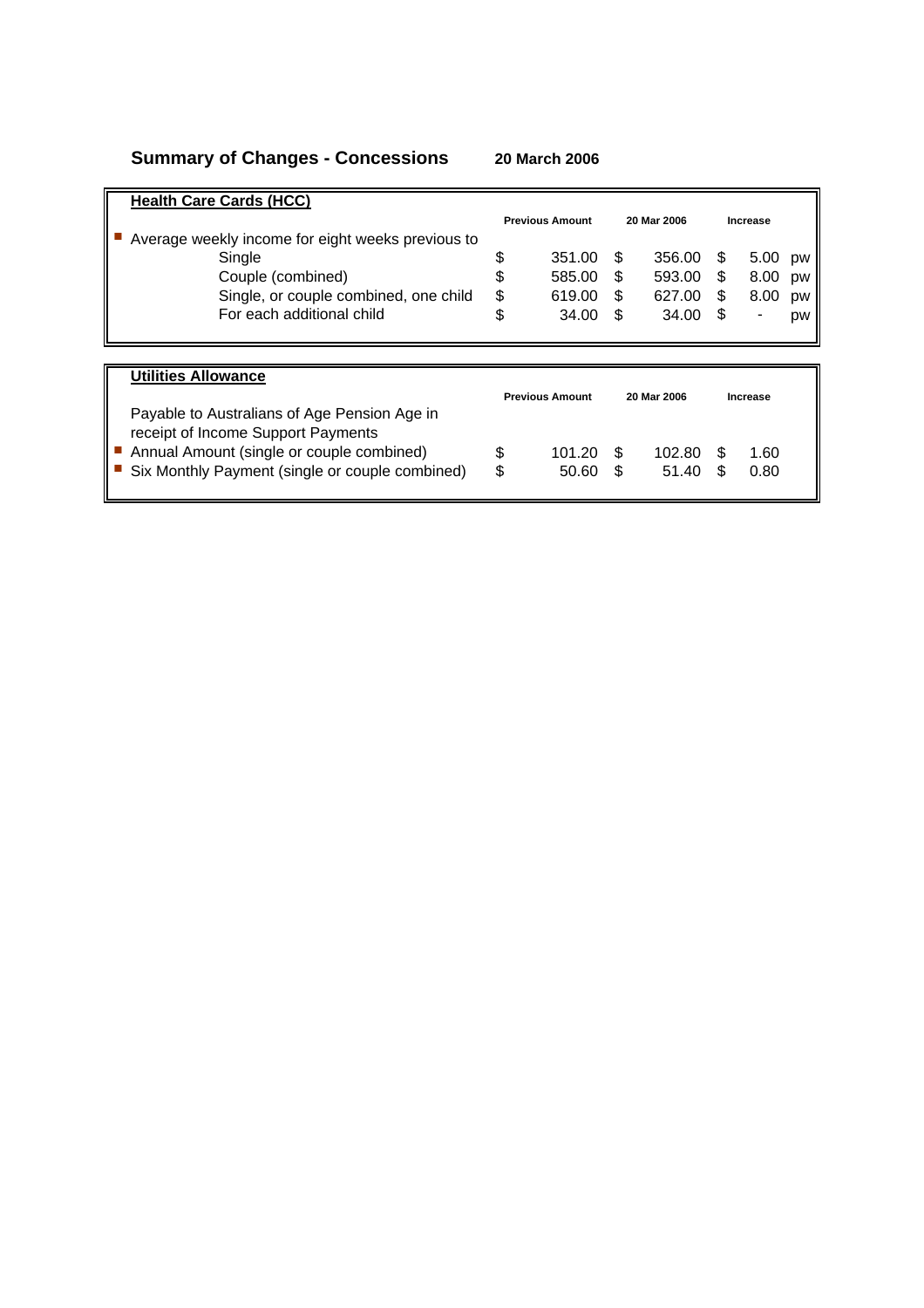## Summary of Changes - Concessions

**20 March 2006**

| **Health Care Cards (HCC)** | Previous Amount | 20 Mar 2006 | Increase |
|---|---|---|---|
| Average weekly income for eight weeks previous to | | | |
| Single | $ 351.00 | $ 356.00 | $ 5.00 pw |
| Couple (combined) | $ 585.00 | $ 593.00 | $ 8.00 pw |
| Single, or couple combined, one child | $ 619.00 | $ 627.00 | $ 8.00 pw |
| For each additional child | $ 34.00 | $ 34.00 | $ - pw |

| **Utilities Allowance** | Previous Amount | 20 Mar 2006 | Increase |
|---|---|---|---|
| Payable to Australians of Age Pension Age in receipt of Income Support Payments | | | |
| Annual Amount (single or couple combined) | $ 101.20 | $ 102.80 | $ 1.60 |
| Six Monthly Payment (single or couple combined) | $ 50.60 | $ 51.40 | $ 0.80 |